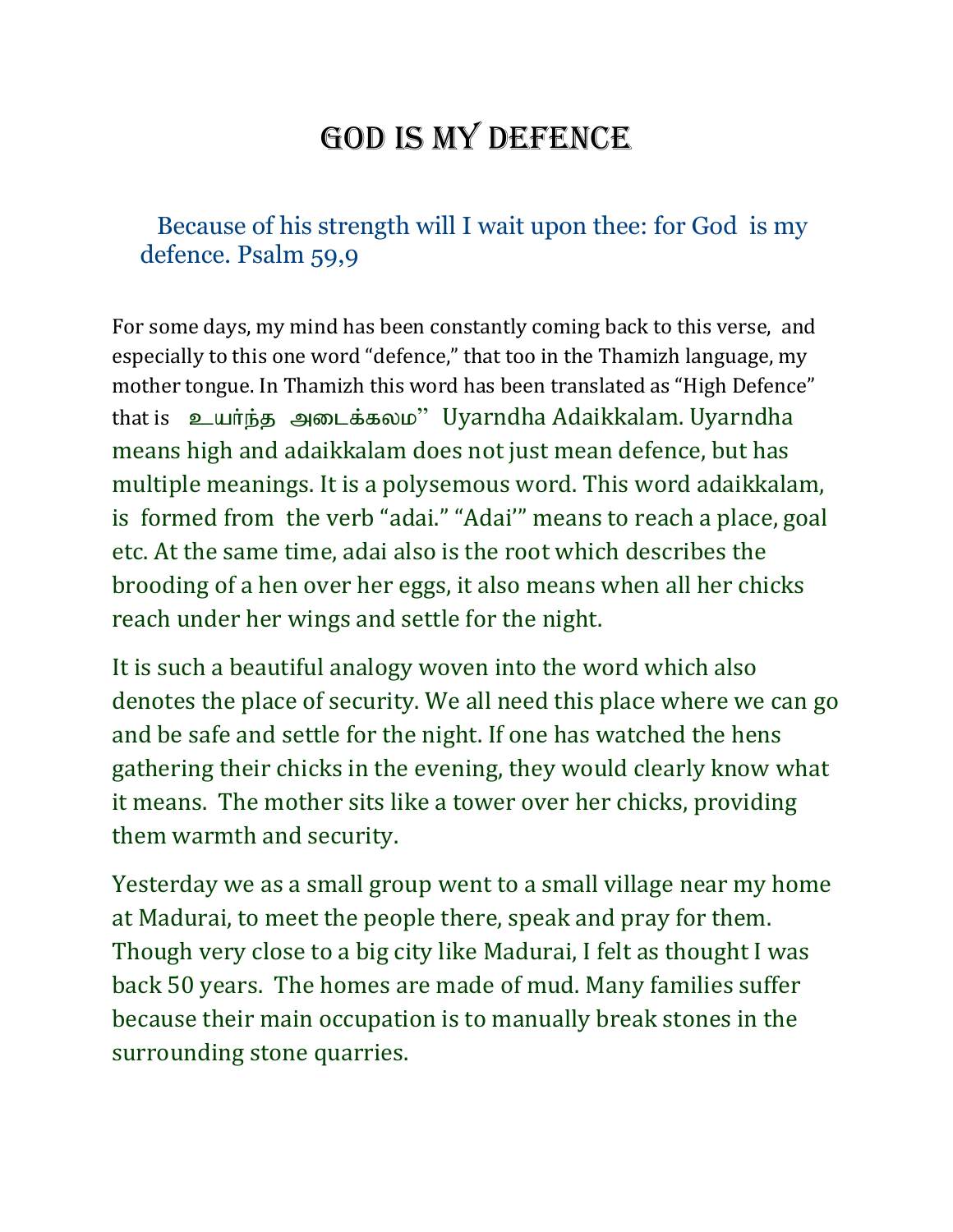# GOD IS MY DEFENCE

Because of his strength will I wait upon thee: for God is my defence. Psalm 59,9

For some days, my mind has been constantly coming back to this verse, and especially to this one word "defence," that too in the Thamizh language, my mother tongue. In Thamizh this word has been translated as "High Defence" that is உயர்ந்த அடைக்கலம்" Uyarndha Adaikkalam. Uyarndha means high and adaikkalam does not just mean defence, but has multiple meanings. It is a polysemous word. This word adaikkalam, is formed from the verb "adai." "Adai'" means to reach a place, goal etc. At the same time, adai also is the root which describes the brooding of a hen over her eggs, it also means when all her chicks reach under her wings and settle for the night.

It is such a beautiful analogy woven into the word which also denotes the place of security. We all need this place where we can go and be safe and settle for the night. If one has watched the hens gathering their chicks in the evening, they would clearly know what it means. The mother sits like a tower over her chicks, providing them warmth and security.

Yesterday we as a small group went to a small village near my home at Madurai, to meet the people there, speak and pray for them. Though very close to a big city like Madurai, I felt as thought I was back 50 years. The homes are made of mud. Many families suffer because their main occupation is to manually break stones in the surrounding stone quarries.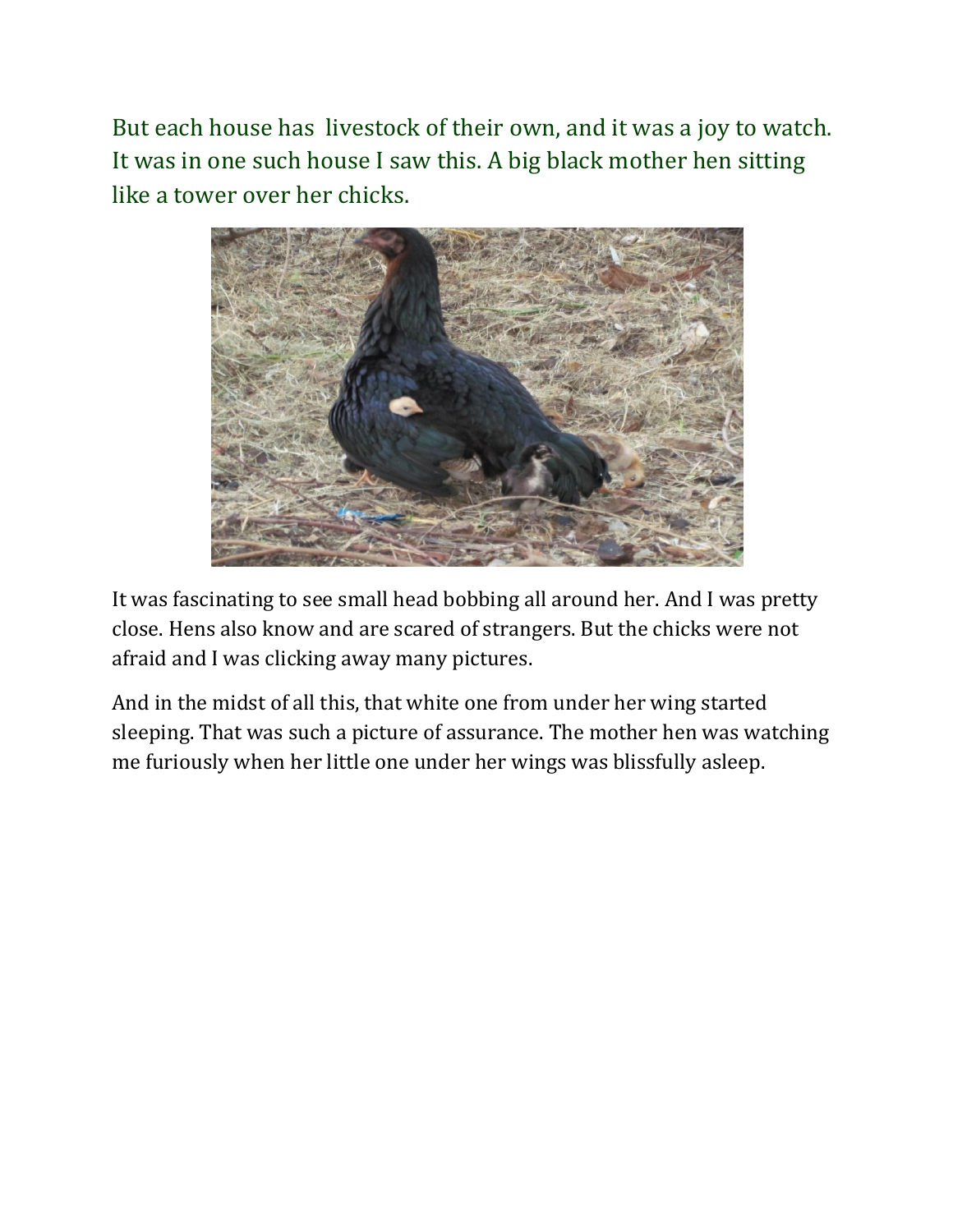But each house has  livestock of their own, and it was a joy to watch. It was in one such house I saw this. A big black mother hen sitting like a tower over her chicks.

It was fascinating to see small head bobbing all around her. And I was pretty close. Hens also know and are scared of strangers. But the chicks were not afraid and I was clicking away many pictures.

And in the midst of all this, that white one from under her wing started sleeping. That was such a picture of assurance. The mother hen was watching me furiously when her little one under her wings was blissfully asleep.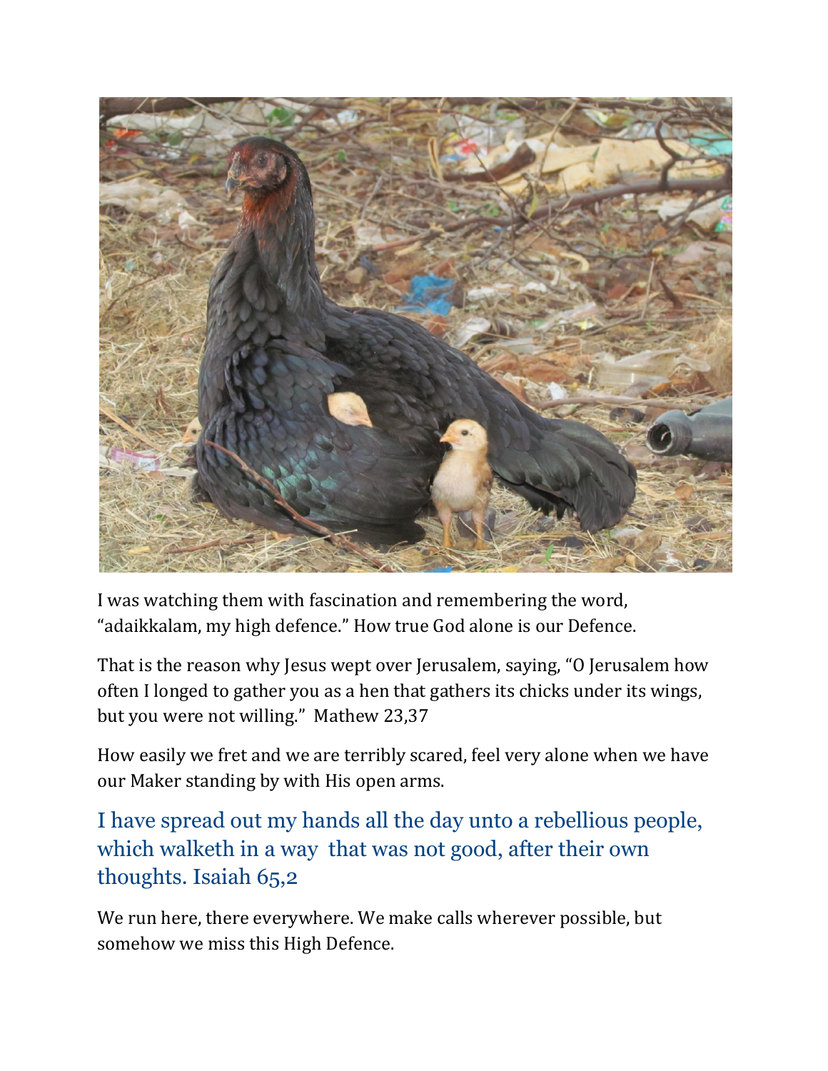I was watching them with fascination and remembering the word, "adaikkalam, my high defence." How true God alone is our Defence.

That is the reason why Jesus wept over Jerusalem, saying, "O Jerusalem how often I longed to gather you as a hen that gathers its chicks under its wings, but you were not willing." Mathew 23,37

How easily we fret and we are terribly scared, feel very alone when we have our Maker standing by with His open arms.

I have spread out my hands all the day unto a rebellious people, which walketh in a way that was not good, after their own thoughts. Isaiah 65,2

We run here, there everywhere. We make calls wherever possible, but somehow we miss this High Defence.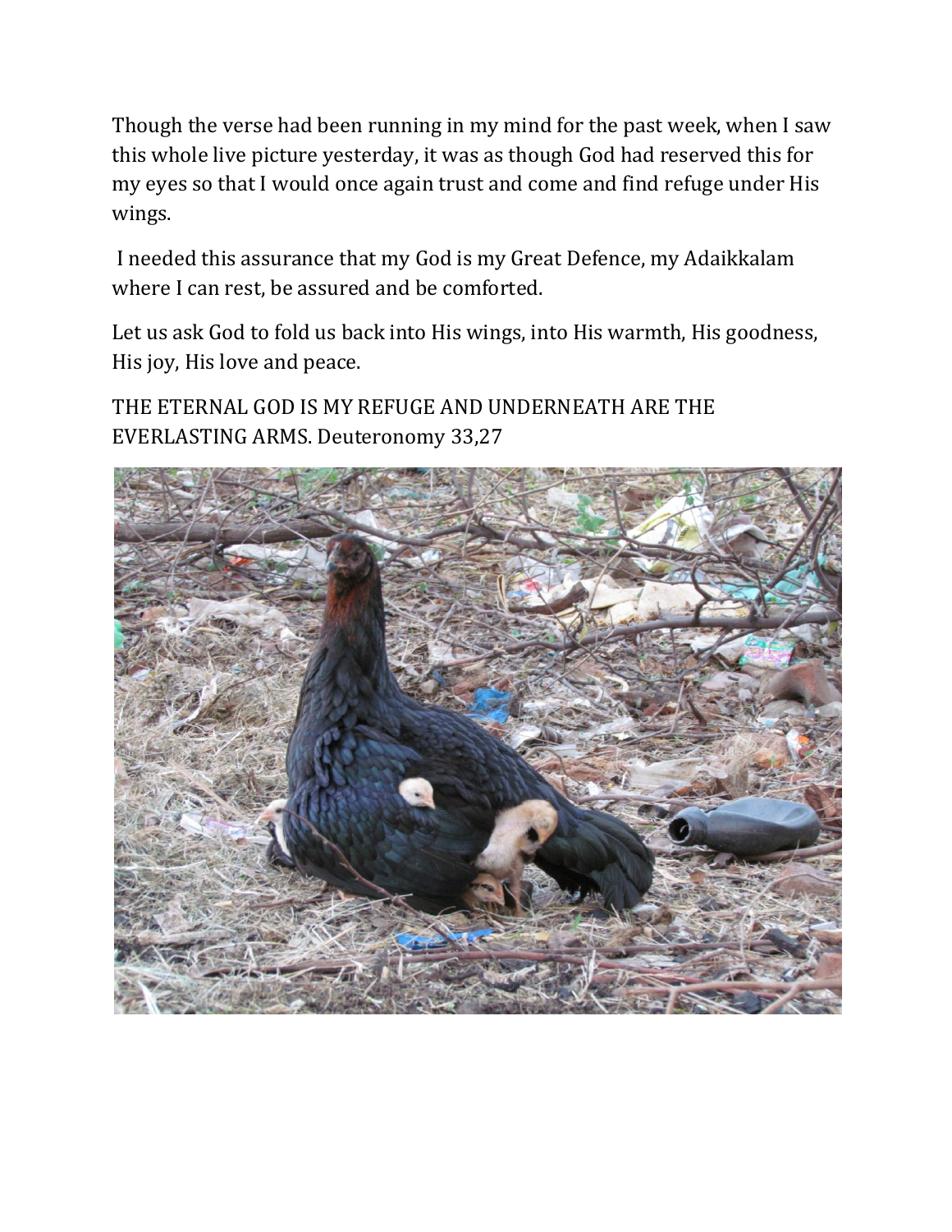Though the verse had been running in my mind for the past week, when I saw this whole live picture yesterday, it was as though God had reserved this for my eyes so that I would once again trust and come and find refuge under His wings.

I needed this assurance that my God is my Great Defence, my Adaikkalam where I can rest, be assured and be comforted.

Let us ask God to fold us back into His wings, into His warmth, His goodness, His joy, His love and peace.

THE ETERNAL GOD IS MY REFUGE AND UNDERNEATH ARE THE EVERLASTING ARMS. Deuteronomy 33,27